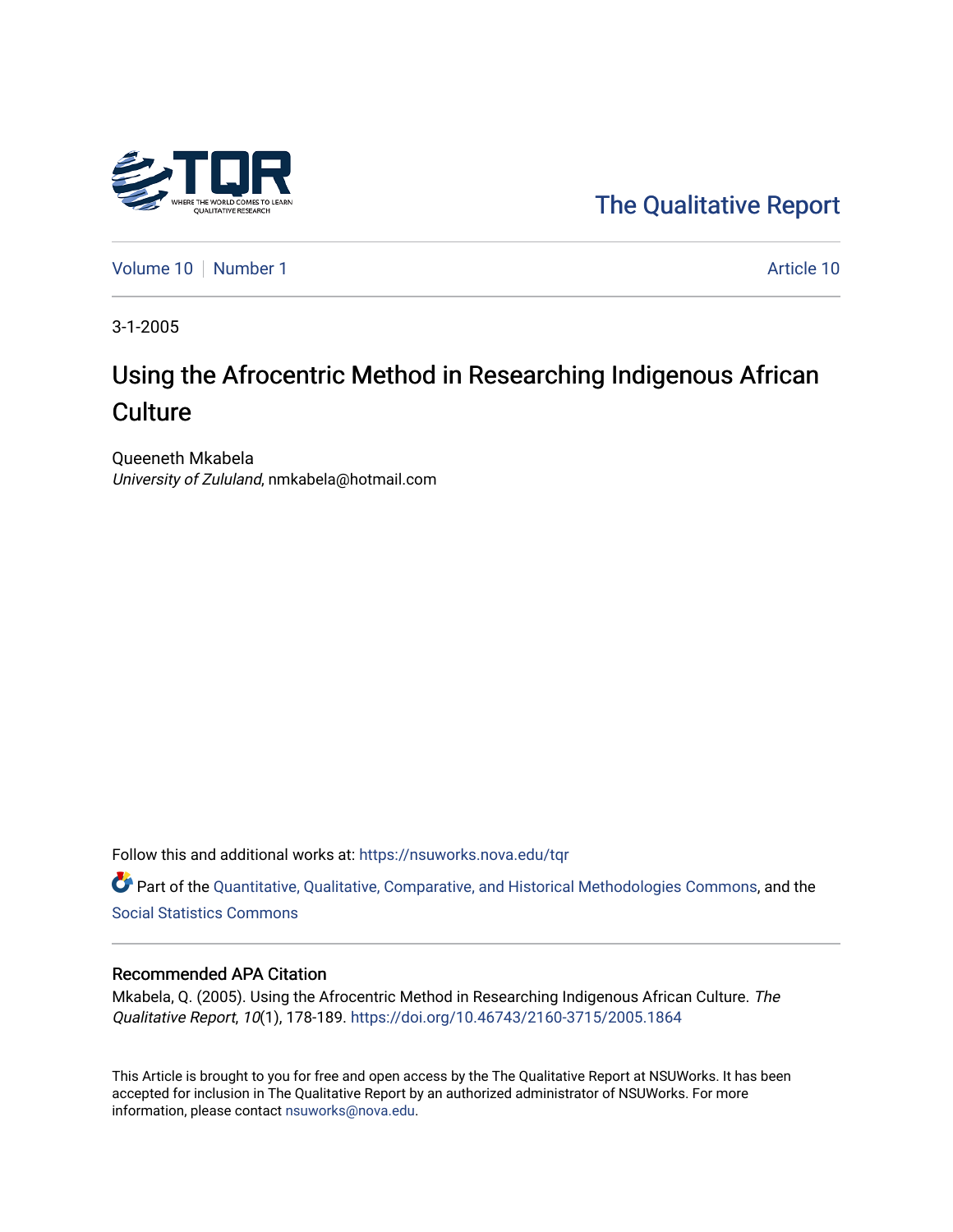The Qualitative Report

Volume 10 | Number 1 | Article 10

3-1-2005

# Using the Afrocentric Method in Researching Indigenous African Culture

Queeneth Mkabela
*University of Zululand*, nmkabela@hotmail.com

Follow this and additional works at: https://nsuworks.nova.edu/tqr

Part of the Quantitative, Qualitative, Comparative, and Historical Methodologies Commons, and the Social Statistics Commons

## Recommended APA Citation

Mkabela, Q. (2005). Using the Afrocentric Method in Researching Indigenous African Culture. *The Qualitative Report*, *10*(1), 178-189. https://doi.org/10.46743/2160-3715/2005.1864

This Article is brought to you for free and open access by the The Qualitative Report at NSUWorks. It has been accepted for inclusion in The Qualitative Report by an authorized administrator of NSUWorks. For more information, please contact nsuworks@nova.edu.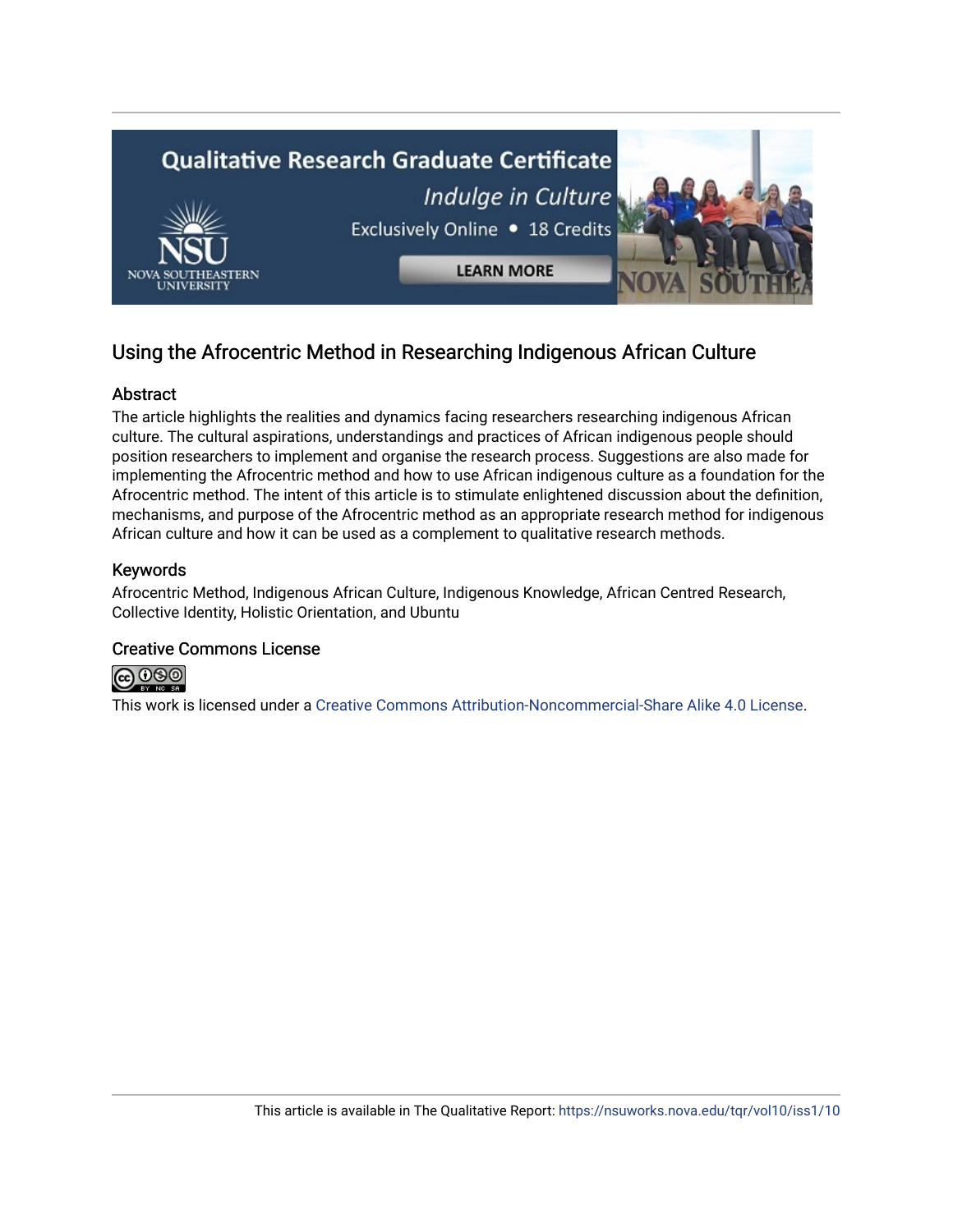## Using the Afrocentric Method in Researching Indigenous African Culture

### Abstract

The article highlights the realities and dynamics facing researchers researching indigenous African culture. The cultural aspirations, understandings and practices of African indigenous people should position researchers to implement and organise the research process. Suggestions are also made for implementing the Afrocentric method and how to use African indigenous culture as a foundation for the Afrocentric method. The intent of this article is to stimulate enlightened discussion about the definition, mechanisms, and purpose of the Afrocentric method as an appropriate research method for indigenous African culture and how it can be used as a complement to qualitative research methods.

### Keywords

Afrocentric Method, Indigenous African Culture, Indigenous Knowledge, African Centred Research, Collective Identity, Holistic Orientation, and Ubuntu

### Creative Commons License

This work is licensed under a Creative Commons Attribution-Noncommercial-Share Alike 4.0 License.

This article is available in The Qualitative Report: https://nsuworks.nova.edu/tqr/vol10/iss1/10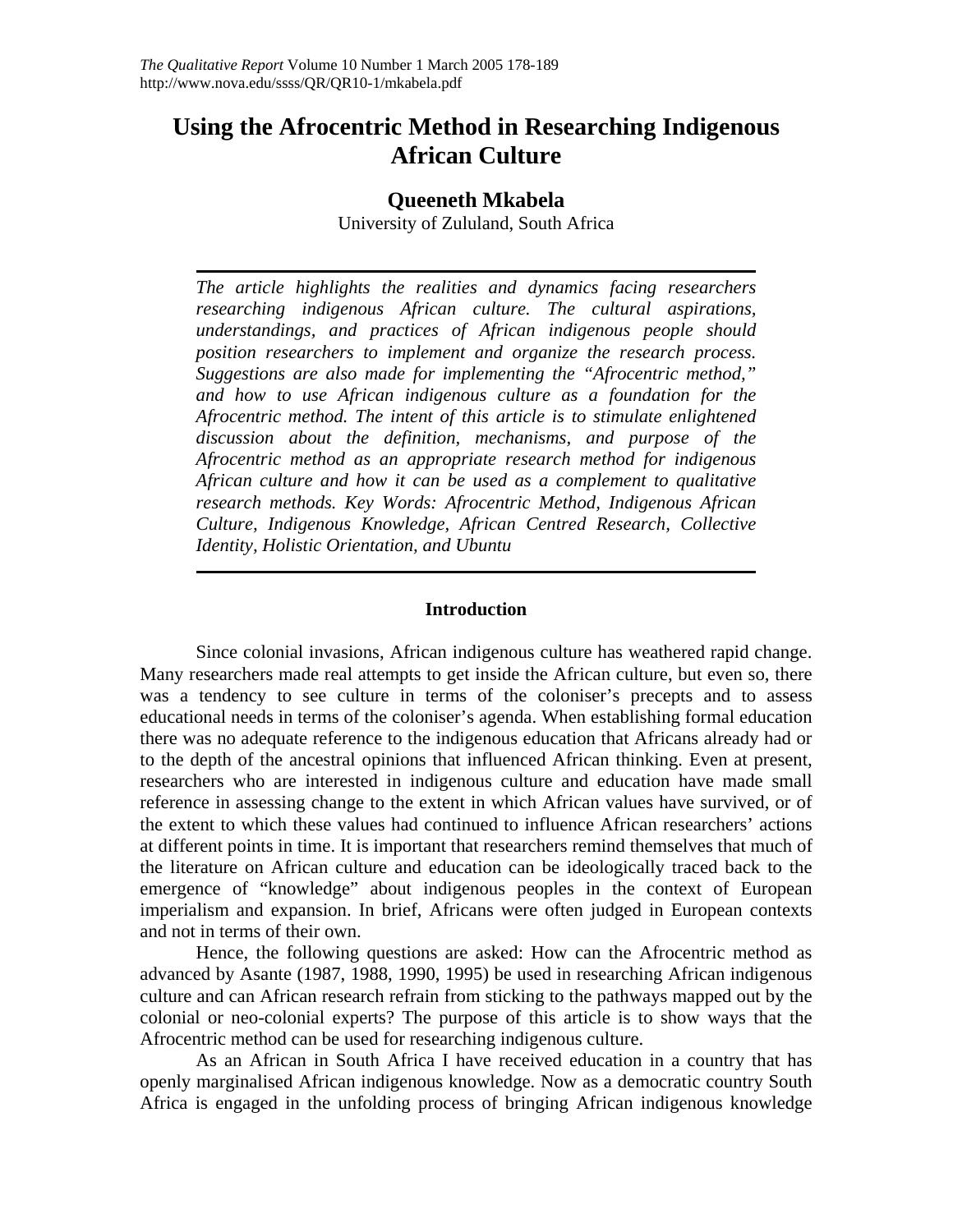# Using the Afrocentric Method in Researching Indigenous African Culture

**Queeneth Mkabela**

University of Zululand, South Africa

*The article highlights the realities and dynamics facing researchers researching indigenous African culture. The cultural aspirations, understandings, and practices of African indigenous people should position researchers to implement and organize the research process. Suggestions are also made for implementing the "Afrocentric method," and how to use African indigenous culture as a foundation for the Afrocentric method. The intent of this article is to stimulate enlightened discussion about the definition, mechanisms, and purpose of the Afrocentric method as an appropriate research method for indigenous African culture and how it can be used as a complement to qualitative research methods. Key Words: Afrocentric Method, Indigenous African Culture, Indigenous Knowledge, African Centred Research, Collective Identity, Holistic Orientation, and Ubuntu*

## Introduction

Since colonial invasions, African indigenous culture has weathered rapid change. Many researchers made real attempts to get inside the African culture, but even so, there was a tendency to see culture in terms of the coloniser's precepts and to assess educational needs in terms of the coloniser's agenda. When establishing formal education there was no adequate reference to the indigenous education that Africans already had or to the depth of the ancestral opinions that influenced African thinking. Even at present, researchers who are interested in indigenous culture and education have made small reference in assessing change to the extent in which African values have survived, or of the extent to which these values had continued to influence African researchers' actions at different points in time. It is important that researchers remind themselves that much of the literature on African culture and education can be ideologically traced back to the emergence of "knowledge" about indigenous peoples in the context of European imperialism and expansion. In brief, Africans were often judged in European contexts and not in terms of their own.

Hence, the following questions are asked: How can the Afrocentric method as advanced by Asante (1987, 1988, 1990, 1995) be used in researching African indigenous culture and can African research refrain from sticking to the pathways mapped out by the colonial or neo-colonial experts? The purpose of this article is to show ways that the Afrocentric method can be used for researching indigenous culture.

As an African in South Africa I have received education in a country that has openly marginalised African indigenous knowledge. Now as a democratic country South Africa is engaged in the unfolding process of bringing African indigenous knowledge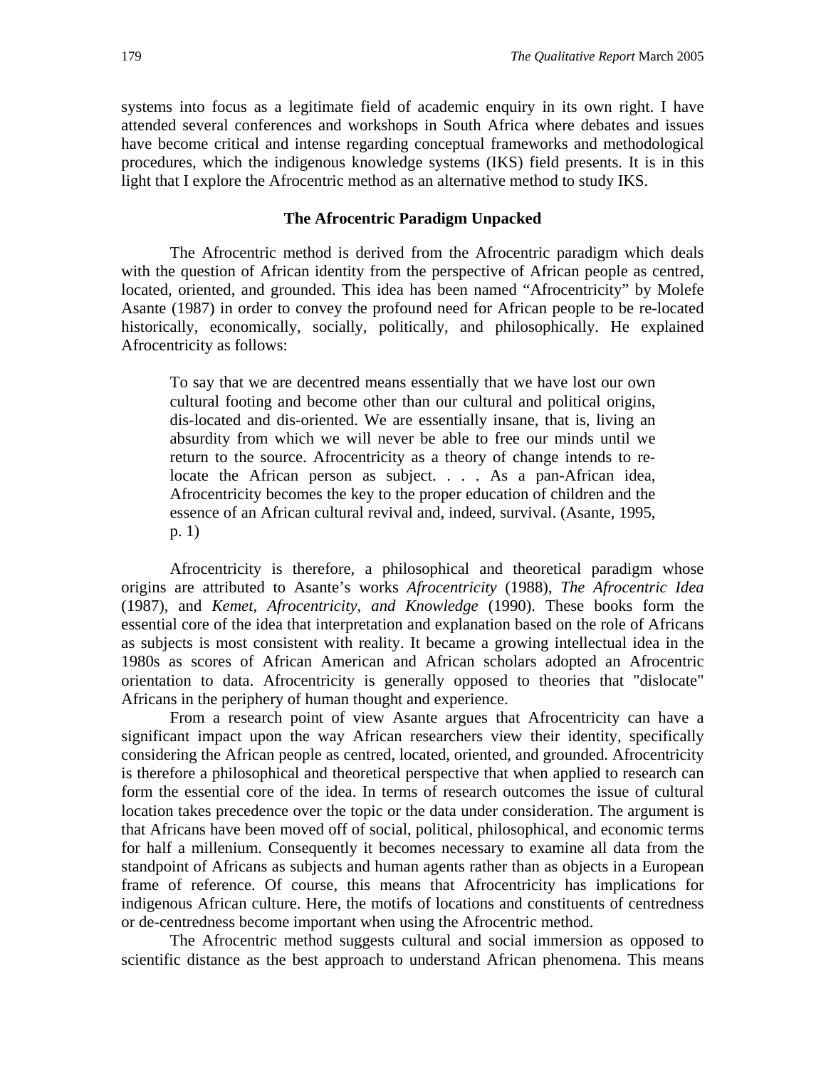systems into focus as a legitimate field of academic enquiry in its own right. I have attended several conferences and workshops in South Africa where debates and issues have become critical and intense regarding conceptual frameworks and methodological procedures, which the indigenous knowledge systems (IKS) field presents. It is in this light that I explore the Afrocentric method as an alternative method to study IKS.

## The Afrocentric Paradigm Unpacked

The Afrocentric method is derived from the Afrocentric paradigm which deals with the question of African identity from the perspective of African people as centred, located, oriented, and grounded. This idea has been named "Afrocentricity" by Molefe Asante (1987) in order to convey the profound need for African people to be re-located historically, economically, socially, politically, and philosophically. He explained Afrocentricity as follows:

> To say that we are decentred means essentially that we have lost our own cultural footing and become other than our cultural and political origins, dis-located and dis-oriented. We are essentially insane, that is, living an absurdity from which we will never be able to free our minds until we return to the source. Afrocentricity as a theory of change intends to re-locate the African person as subject. . . . As a pan-African idea, Afrocentricity becomes the key to the proper education of children and the essence of an African cultural revival and, indeed, survival. (Asante, 1995, p. 1)

Afrocentricity is therefore, a philosophical and theoretical paradigm whose origins are attributed to Asante's works *Afrocentricity* (1988), *The Afrocentric Idea* (1987), and *Kemet, Afrocentricity, and Knowledge* (1990). These books form the essential core of the idea that interpretation and explanation based on the role of Africans as subjects is most consistent with reality. It became a growing intellectual idea in the 1980s as scores of African American and African scholars adopted an Afrocentric orientation to data. Afrocentricity is generally opposed to theories that "dislocate" Africans in the periphery of human thought and experience.

From a research point of view Asante argues that Afrocentricity can have a significant impact upon the way African researchers view their identity, specifically considering the African people as centred, located, oriented, and grounded. Afrocentricity is therefore a philosophical and theoretical perspective that when applied to research can form the essential core of the idea. In terms of research outcomes the issue of cultural location takes precedence over the topic or the data under consideration. The argument is that Africans have been moved off of social, political, philosophical, and economic terms for half a millenium. Consequently it becomes necessary to examine all data from the standpoint of Africans as subjects and human agents rather than as objects in a European frame of reference. Of course, this means that Afrocentricity has implications for indigenous African culture. Here, the motifs of locations and constituents of centredness or de-centredness become important when using the Afrocentric method.

The Afrocentric method suggests cultural and social immersion as opposed to scientific distance as the best approach to understand African phenomena. This means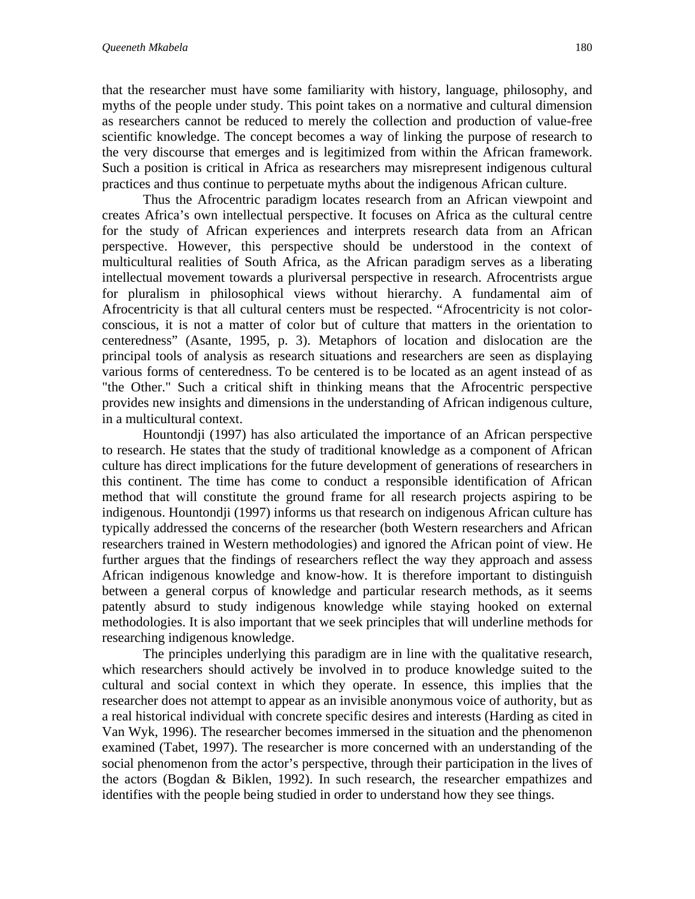that the researcher must have some familiarity with history, language, philosophy, and myths of the people under study. This point takes on a normative and cultural dimension as researchers cannot be reduced to merely the collection and production of value-free scientific knowledge. The concept becomes a way of linking the purpose of research to the very discourse that emerges and is legitimized from within the African framework. Such a position is critical in Africa as researchers may misrepresent indigenous cultural practices and thus continue to perpetuate myths about the indigenous African culture.

Thus the Afrocentric paradigm locates research from an African viewpoint and creates Africa's own intellectual perspective. It focuses on Africa as the cultural centre for the study of African experiences and interprets research data from an African perspective. However, this perspective should be understood in the context of multicultural realities of South Africa, as the African paradigm serves as a liberating intellectual movement towards a pluriversal perspective in research. Afrocentrists argue for pluralism in philosophical views without hierarchy. A fundamental aim of Afrocentricity is that all cultural centers must be respected. "Afrocentricity is not color-conscious, it is not a matter of color but of culture that matters in the orientation to centeredness" (Asante, 1995, p. 3). Metaphors of location and dislocation are the principal tools of analysis as research situations and researchers are seen as displaying various forms of centeredness. To be centered is to be located as an agent instead of as "the Other." Such a critical shift in thinking means that the Afrocentric perspective provides new insights and dimensions in the understanding of African indigenous culture, in a multicultural context.

Hountondji (1997) has also articulated the importance of an African perspective to research. He states that the study of traditional knowledge as a component of African culture has direct implications for the future development of generations of researchers in this continent. The time has come to conduct a responsible identification of African method that will constitute the ground frame for all research projects aspiring to be indigenous. Hountondji (1997) informs us that research on indigenous African culture has typically addressed the concerns of the researcher (both Western researchers and African researchers trained in Western methodologies) and ignored the African point of view. He further argues that the findings of researchers reflect the way they approach and assess African indigenous knowledge and know-how. It is therefore important to distinguish between a general corpus of knowledge and particular research methods, as it seems patently absurd to study indigenous knowledge while staying hooked on external methodologies. It is also important that we seek principles that will underline methods for researching indigenous knowledge.

The principles underlying this paradigm are in line with the qualitative research, which researchers should actively be involved in to produce knowledge suited to the cultural and social context in which they operate. In essence, this implies that the researcher does not attempt to appear as an invisible anonymous voice of authority, but as a real historical individual with concrete specific desires and interests (Harding as cited in Van Wyk, 1996). The researcher becomes immersed in the situation and the phenomenon examined (Tabet, 1997). The researcher is more concerned with an understanding of the social phenomenon from the actor's perspective, through their participation in the lives of the actors (Bogdan & Biklen, 1992). In such research, the researcher empathizes and identifies with the people being studied in order to understand how they see things.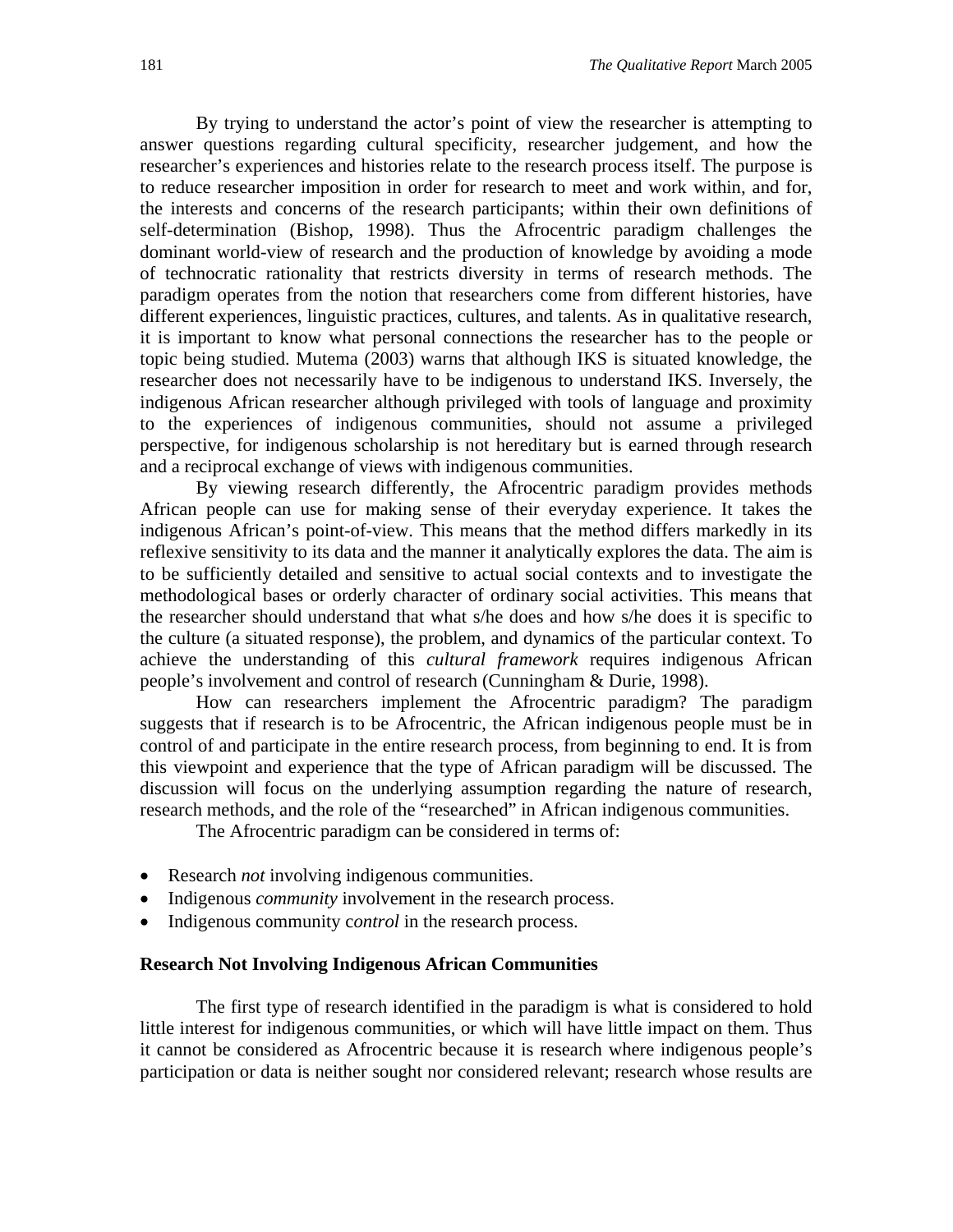By trying to understand the actor's point of view the researcher is attempting to answer questions regarding cultural specificity, researcher judgement, and how the researcher's experiences and histories relate to the research process itself. The purpose is to reduce researcher imposition in order for research to meet and work within, and for, the interests and concerns of the research participants; within their own definitions of self-determination (Bishop, 1998). Thus the Afrocentric paradigm challenges the dominant world-view of research and the production of knowledge by avoiding a mode of technocratic rationality that restricts diversity in terms of research methods. The paradigm operates from the notion that researchers come from different histories, have different experiences, linguistic practices, cultures, and talents. As in qualitative research, it is important to know what personal connections the researcher has to the people or topic being studied. Mutema (2003) warns that although IKS is situated knowledge, the researcher does not necessarily have to be indigenous to understand IKS. Inversely, the indigenous African researcher although privileged with tools of language and proximity to the experiences of indigenous communities, should not assume a privileged perspective, for indigenous scholarship is not hereditary but is earned through research and a reciprocal exchange of views with indigenous communities.

By viewing research differently, the Afrocentric paradigm provides methods African people can use for making sense of their everyday experience. It takes the indigenous African's point-of-view. This means that the method differs markedly in its reflexive sensitivity to its data and the manner it analytically explores the data. The aim is to be sufficiently detailed and sensitive to actual social contexts and to investigate the methodological bases or orderly character of ordinary social activities. This means that the researcher should understand that what s/he does and how s/he does it is specific to the culture (a situated response), the problem, and dynamics of the particular context. To achieve the understanding of this *cultural framework* requires indigenous African people's involvement and control of research (Cunningham & Durie, 1998).

How can researchers implement the Afrocentric paradigm? The paradigm suggests that if research is to be Afrocentric, the African indigenous people must be in control of and participate in the entire research process, from beginning to end. It is from this viewpoint and experience that the type of African paradigm will be discussed. The discussion will focus on the underlying assumption regarding the nature of research, research methods, and the role of the "researched" in African indigenous communities.

The Afrocentric paradigm can be considered in terms of:

- Research *not* involving indigenous communities.
- Indigenous *community* involvement in the research process.
- Indigenous community c*ontrol* in the research process.

**Research Not Involving Indigenous African Communities**

The first type of research identified in the paradigm is what is considered to hold little interest for indigenous communities, or which will have little impact on them. Thus it cannot be considered as Afrocentric because it is research where indigenous people's participation or data is neither sought nor considered relevant; research whose results are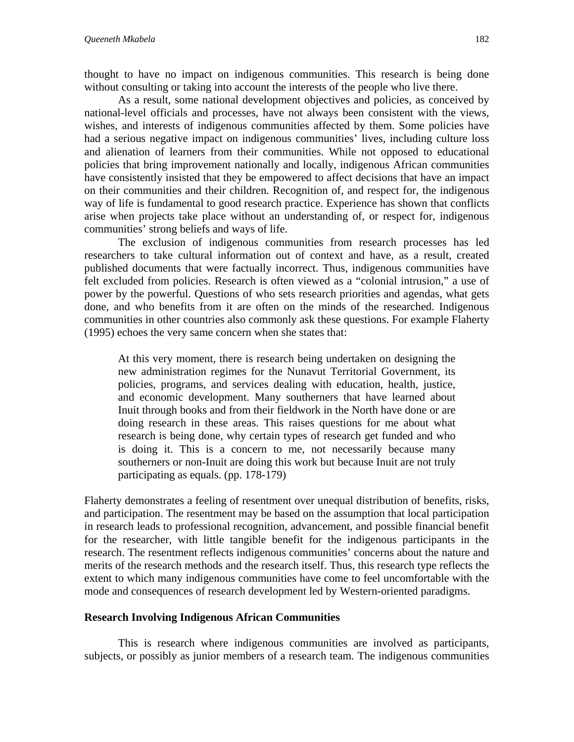thought to have no impact on indigenous communities. This research is being done without consulting or taking into account the interests of the people who live there.

As a result, some national development objectives and policies, as conceived by national-level officials and processes, have not always been consistent with the views, wishes, and interests of indigenous communities affected by them. Some policies have had a serious negative impact on indigenous communities' lives, including culture loss and alienation of learners from their communities. While not opposed to educational policies that bring improvement nationally and locally, indigenous African communities have consistently insisted that they be empowered to affect decisions that have an impact on their communities and their children. Recognition of, and respect for, the indigenous way of life is fundamental to good research practice. Experience has shown that conflicts arise when projects take place without an understanding of, or respect for, indigenous communities' strong beliefs and ways of life.

The exclusion of indigenous communities from research processes has led researchers to take cultural information out of context and have, as a result, created published documents that were factually incorrect. Thus, indigenous communities have felt excluded from policies. Research is often viewed as a "colonial intrusion," a use of power by the powerful. Questions of who sets research priorities and agendas, what gets done, and who benefits from it are often on the minds of the researched. Indigenous communities in other countries also commonly ask these questions. For example Flaherty (1995) echoes the very same concern when she states that:

> At this very moment, there is research being undertaken on designing the new administration regimes for the Nunavut Territorial Government, its policies, programs, and services dealing with education, health, justice, and economic development. Many southerners that have learned about Inuit through books and from their fieldwork in the North have done or are doing research in these areas. This raises questions for me about what research is being done, why certain types of research get funded and who is doing it. This is a concern to me, not necessarily because many southerners or non-Inuit are doing this work but because Inuit are not truly participating as equals. (pp. 178-179)

Flaherty demonstrates a feeling of resentment over unequal distribution of benefits, risks, and participation. The resentment may be based on the assumption that local participation in research leads to professional recognition, advancement, and possible financial benefit for the researcher, with little tangible benefit for the indigenous participants in the research. The resentment reflects indigenous communities' concerns about the nature and merits of the research methods and the research itself. Thus, this research type reflects the extent to which many indigenous communities have come to feel uncomfortable with the mode and consequences of research development led by Western-oriented paradigms.

### Research Involving Indigenous African Communities

This is research where indigenous communities are involved as participants, subjects, or possibly as junior members of a research team. The indigenous communities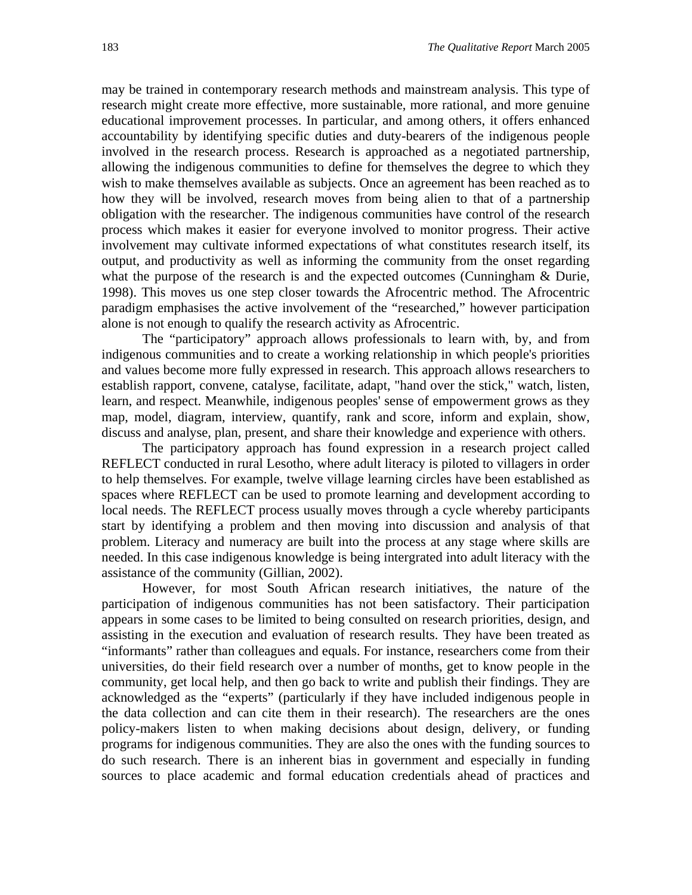may be trained in contemporary research methods and mainstream analysis. This type of research might create more effective, more sustainable, more rational, and more genuine educational improvement processes. In particular, and among others, it offers enhanced accountability by identifying specific duties and duty-bearers of the indigenous people involved in the research process. Research is approached as a negotiated partnership, allowing the indigenous communities to define for themselves the degree to which they wish to make themselves available as subjects. Once an agreement has been reached as to how they will be involved, research moves from being alien to that of a partnership obligation with the researcher. The indigenous communities have control of the research process which makes it easier for everyone involved to monitor progress. Their active involvement may cultivate informed expectations of what constitutes research itself, its output, and productivity as well as informing the community from the onset regarding what the purpose of the research is and the expected outcomes (Cunningham & Durie, 1998). This moves us one step closer towards the Afrocentric method. The Afrocentric paradigm emphasises the active involvement of the "researched," however participation alone is not enough to qualify the research activity as Afrocentric.

The "participatory" approach allows professionals to learn with, by, and from indigenous communities and to create a working relationship in which people's priorities and values become more fully expressed in research. This approach allows researchers to establish rapport, convene, catalyse, facilitate, adapt, "hand over the stick," watch, listen, learn, and respect. Meanwhile, indigenous peoples' sense of empowerment grows as they map, model, diagram, interview, quantify, rank and score, inform and explain, show, discuss and analyse, plan, present, and share their knowledge and experience with others.

The participatory approach has found expression in a research project called REFLECT conducted in rural Lesotho, where adult literacy is piloted to villagers in order to help themselves. For example, twelve village learning circles have been established as spaces where REFLECT can be used to promote learning and development according to local needs. The REFLECT process usually moves through a cycle whereby participants start by identifying a problem and then moving into discussion and analysis of that problem. Literacy and numeracy are built into the process at any stage where skills are needed. In this case indigenous knowledge is being intergrated into adult literacy with the assistance of the community (Gillian, 2002).

However, for most South African research initiatives, the nature of the participation of indigenous communities has not been satisfactory. Their participation appears in some cases to be limited to being consulted on research priorities, design, and assisting in the execution and evaluation of research results. They have been treated as "informants" rather than colleagues and equals. For instance, researchers come from their universities, do their field research over a number of months, get to know people in the community, get local help, and then go back to write and publish their findings. They are acknowledged as the "experts" (particularly if they have included indigenous people in the data collection and can cite them in their research). The researchers are the ones policy-makers listen to when making decisions about design, delivery, or funding programs for indigenous communities. They are also the ones with the funding sources to do such research. There is an inherent bias in government and especially in funding sources to place academic and formal education credentials ahead of practices and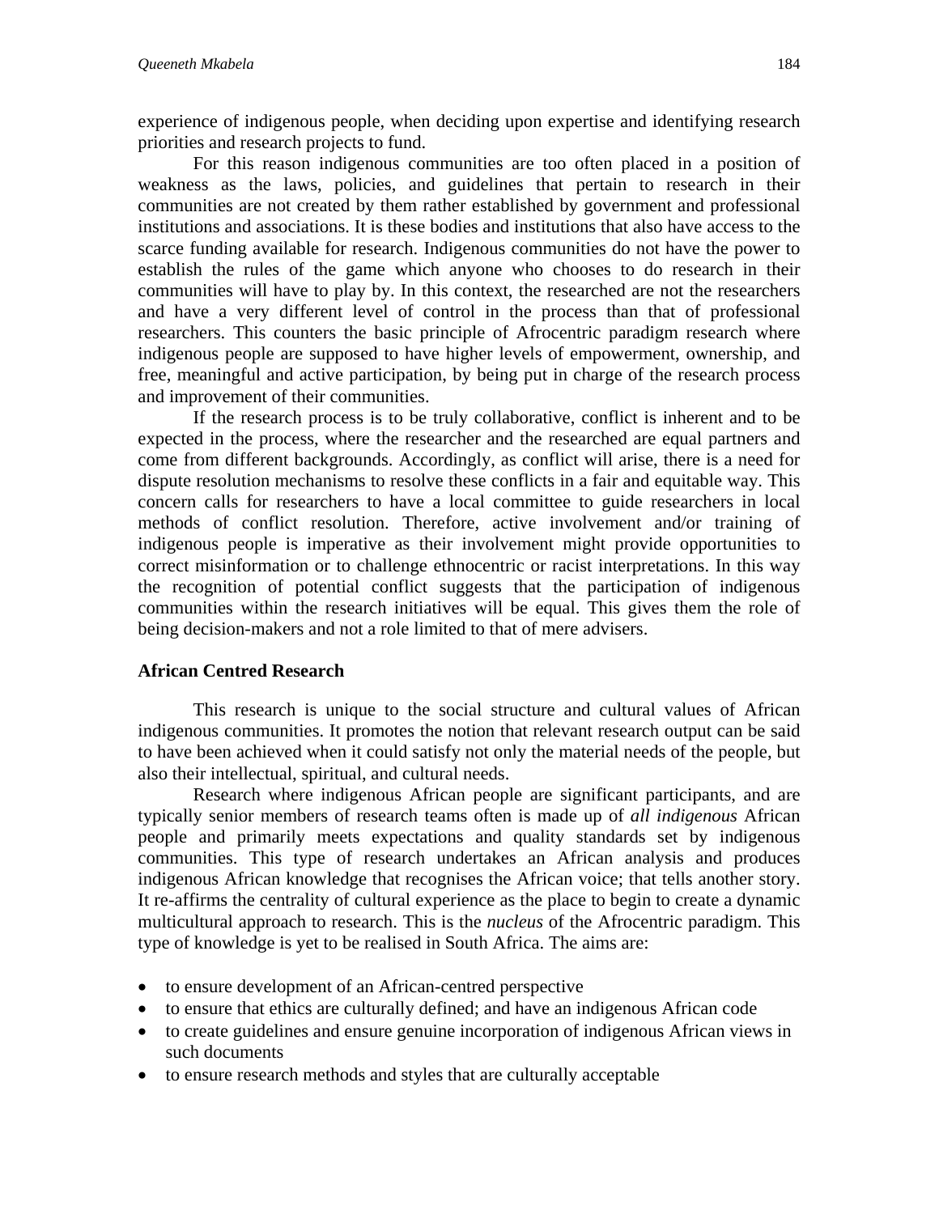experience of indigenous people, when deciding upon expertise and identifying research priorities and research projects to fund.

For this reason indigenous communities are too often placed in a position of weakness as the laws, policies, and guidelines that pertain to research in their communities are not created by them rather established by government and professional institutions and associations. It is these bodies and institutions that also have access to the scarce funding available for research. Indigenous communities do not have the power to establish the rules of the game which anyone who chooses to do research in their communities will have to play by. In this context, the researched are not the researchers and have a very different level of control in the process than that of professional researchers. This counters the basic principle of Afrocentric paradigm research where indigenous people are supposed to have higher levels of empowerment, ownership, and free, meaningful and active participation, by being put in charge of the research process and improvement of their communities.

If the research process is to be truly collaborative, conflict is inherent and to be expected in the process, where the researcher and the researched are equal partners and come from different backgrounds. Accordingly, as conflict will arise, there is a need for dispute resolution mechanisms to resolve these conflicts in a fair and equitable way. This concern calls for researchers to have a local committee to guide researchers in local methods of conflict resolution. Therefore, active involvement and/or training of indigenous people is imperative as their involvement might provide opportunities to correct misinformation or to challenge ethnocentric or racist interpretations. In this way the recognition of potential conflict suggests that the participation of indigenous communities within the research initiatives will be equal. This gives them the role of being decision-makers and not a role limited to that of mere advisers.

**African Centred Research**

This research is unique to the social structure and cultural values of African indigenous communities. It promotes the notion that relevant research output can be said to have been achieved when it could satisfy not only the material needs of the people, but also their intellectual, spiritual, and cultural needs.

Research where indigenous African people are significant participants, and are typically senior members of research teams often is made up of *all indigenous* African people and primarily meets expectations and quality standards set by indigenous communities. This type of research undertakes an African analysis and produces indigenous African knowledge that recognises the African voice; that tells another story. It re-affirms the centrality of cultural experience as the place to begin to create a dynamic multicultural approach to research. This is the *nucleus* of the Afrocentric paradigm. This type of knowledge is yet to be realised in South Africa. The aims are:

- to ensure development of an African-centred perspective
- to ensure that ethics are culturally defined; and have an indigenous African code
- to create guidelines and ensure genuine incorporation of indigenous African views in such documents
- to ensure research methods and styles that are culturally acceptable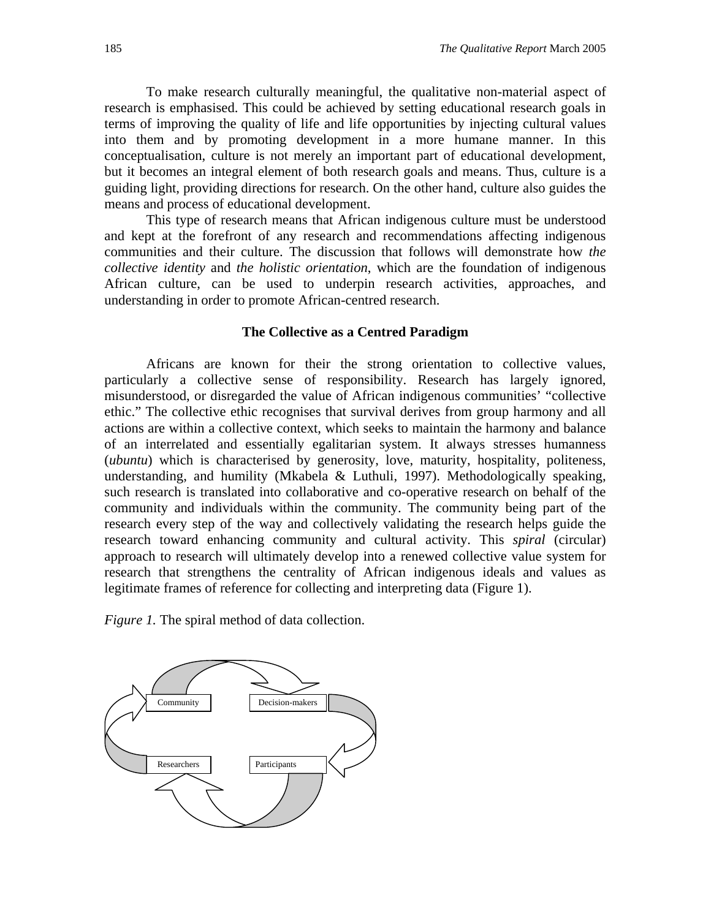To make research culturally meaningful, the qualitative non-material aspect of research is emphasised. This could be achieved by setting educational research goals in terms of improving the quality of life and life opportunities by injecting cultural values into them and by promoting development in a more humane manner. In this conceptualisation, culture is not merely an important part of educational development, but it becomes an integral element of both research goals and means. Thus, culture is a guiding light, providing directions for research. On the other hand, culture also guides the means and process of educational development.

This type of research means that African indigenous culture must be understood and kept at the forefront of any research and recommendations affecting indigenous communities and their culture. The discussion that follows will demonstrate how *the collective identity* and *the holistic orientation*, which are the foundation of indigenous African culture, can be used to underpin research activities, approaches, and understanding in order to promote African-centred research.

## The Collective as a Centred Paradigm

Africans are known for their the strong orientation to collective values, particularly a collective sense of responsibility. Research has largely ignored, misunderstood, or disregarded the value of African indigenous communities' "collective ethic." The collective ethic recognises that survival derives from group harmony and all actions are within a collective context, which seeks to maintain the harmony and balance of an interrelated and essentially egalitarian system. It always stresses humanness (*ubuntu*) which is characterised by generosity, love, maturity, hospitality, politeness, understanding, and humility (Mkabela & Luthuli, 1997). Methodologically speaking, such research is translated into collaborative and co-operative research on behalf of the community and individuals within the community. The community being part of the research every step of the way and collectively validating the research helps guide the research toward enhancing community and cultural activity. This *spiral* (circular) approach to research will ultimately develop into a renewed collective value system for research that strengthens the centrality of African indigenous ideals and values as legitimate frames of reference for collecting and interpreting data (Figure 1).

*Figure 1.* The spiral method of data collection.

Community → Decision-makers → Participants → Researchers → Community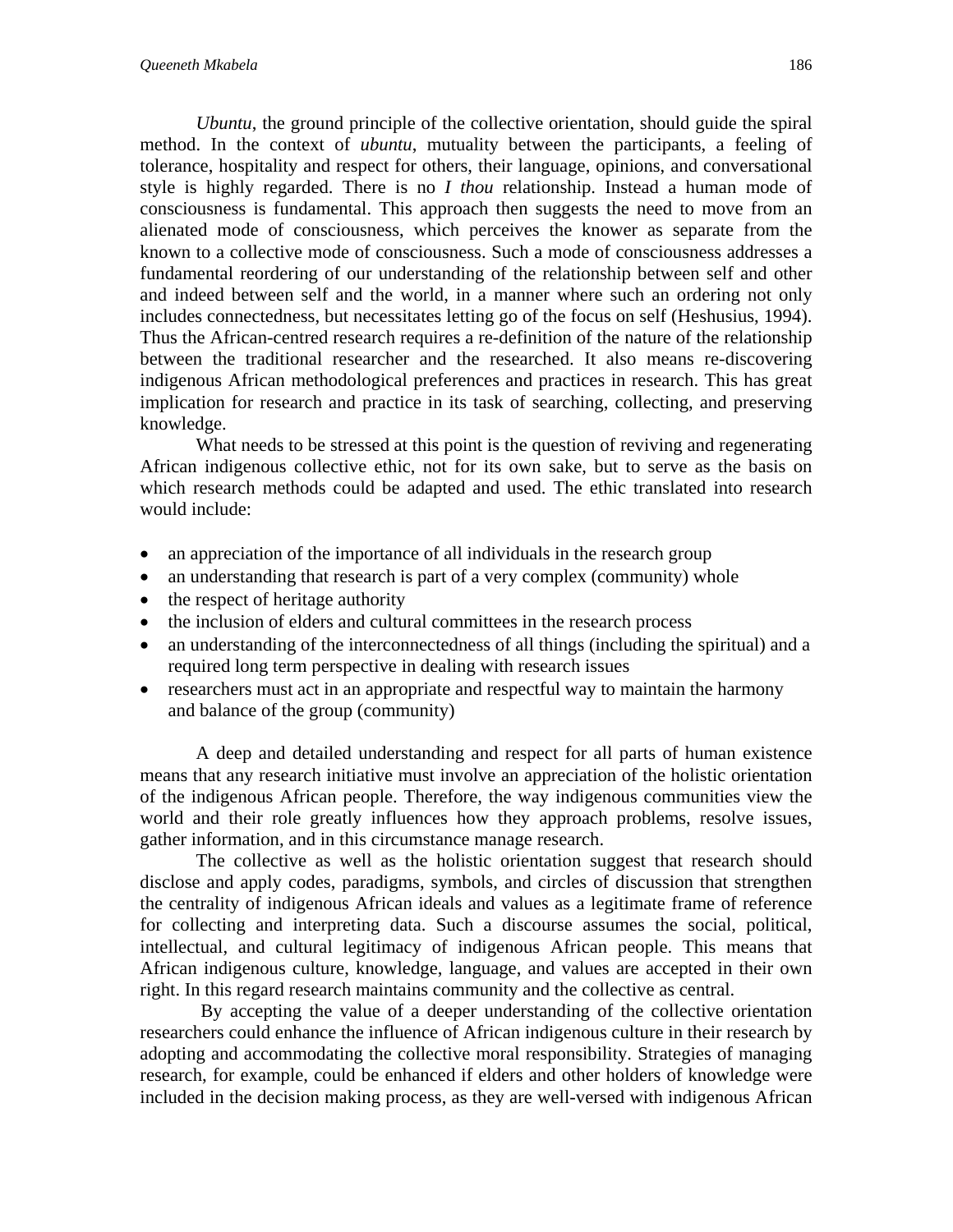*Ubuntu*, the ground principle of the collective orientation, should guide the spiral method. In the context of *ubuntu*, mutuality between the participants, a feeling of tolerance, hospitality and respect for others, their language, opinions, and conversational style is highly regarded. There is no *I thou* relationship. Instead a human mode of consciousness is fundamental. This approach then suggests the need to move from an alienated mode of consciousness, which perceives the knower as separate from the known to a collective mode of consciousness. Such a mode of consciousness addresses a fundamental reordering of our understanding of the relationship between self and other and indeed between self and the world, in a manner where such an ordering not only includes connectedness, but necessitates letting go of the focus on self (Heshusius, 1994). Thus the African-centred research requires a re-definition of the nature of the relationship between the traditional researcher and the researched. It also means re-discovering indigenous African methodological preferences and practices in research. This has great implication for research and practice in its task of searching, collecting, and preserving knowledge.

What needs to be stressed at this point is the question of reviving and regenerating African indigenous collective ethic, not for its own sake, but to serve as the basis on which research methods could be adapted and used. The ethic translated into research would include:

- an appreciation of the importance of all individuals in the research group
- an understanding that research is part of a very complex (community) whole
- the respect of heritage authority
- the inclusion of elders and cultural committees in the research process
- an understanding of the interconnectedness of all things (including the spiritual) and a required long term perspective in dealing with research issues
- researchers must act in an appropriate and respectful way to maintain the harmony and balance of the group (community)

A deep and detailed understanding and respect for all parts of human existence means that any research initiative must involve an appreciation of the holistic orientation of the indigenous African people. Therefore, the way indigenous communities view the world and their role greatly influences how they approach problems, resolve issues, gather information, and in this circumstance manage research.

The collective as well as the holistic orientation suggest that research should disclose and apply codes, paradigms, symbols, and circles of discussion that strengthen the centrality of indigenous African ideals and values as a legitimate frame of reference for collecting and interpreting data. Such a discourse assumes the social, political, intellectual, and cultural legitimacy of indigenous African people. This means that African indigenous culture, knowledge, language, and values are accepted in their own right. In this regard research maintains community and the collective as central.

By accepting the value of a deeper understanding of the collective orientation researchers could enhance the influence of African indigenous culture in their research by adopting and accommodating the collective moral responsibility. Strategies of managing research, for example, could be enhanced if elders and other holders of knowledge were included in the decision making process, as they are well-versed with indigenous African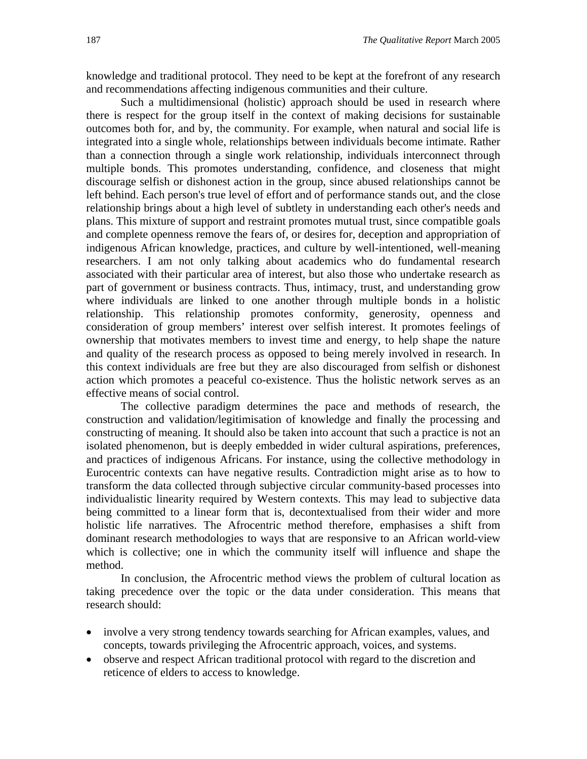knowledge and traditional protocol. They need to be kept at the forefront of any research and recommendations affecting indigenous communities and their culture.

Such a multidimensional (holistic) approach should be used in research where there is respect for the group itself in the context of making decisions for sustainable outcomes both for, and by, the community. For example, when natural and social life is integrated into a single whole, relationships between individuals become intimate. Rather than a connection through a single work relationship, individuals interconnect through multiple bonds. This promotes understanding, confidence, and closeness that might discourage selfish or dishonest action in the group, since abused relationships cannot be left behind. Each person's true level of effort and of performance stands out, and the close relationship brings about a high level of subtlety in understanding each other's needs and plans. This mixture of support and restraint promotes mutual trust, since compatible goals and complete openness remove the fears of, or desires for, deception and appropriation of indigenous African knowledge, practices, and culture by well-intentioned, well-meaning researchers. I am not only talking about academics who do fundamental research associated with their particular area of interest, but also those who undertake research as part of government or business contracts. Thus, intimacy, trust, and understanding grow where individuals are linked to one another through multiple bonds in a holistic relationship. This relationship promotes conformity, generosity, openness and consideration of group members' interest over selfish interest. It promotes feelings of ownership that motivates members to invest time and energy, to help shape the nature and quality of the research process as opposed to being merely involved in research. In this context individuals are free but they are also discouraged from selfish or dishonest action which promotes a peaceful co-existence. Thus the holistic network serves as an effective means of social control.

The collective paradigm determines the pace and methods of research, the construction and validation/legitimisation of knowledge and finally the processing and constructing of meaning. It should also be taken into account that such a practice is not an isolated phenomenon, but is deeply embedded in wider cultural aspirations, preferences, and practices of indigenous Africans. For instance, using the collective methodology in Eurocentric contexts can have negative results. Contradiction might arise as to how to transform the data collected through subjective circular community-based processes into individualistic linearity required by Western contexts. This may lead to subjective data being committed to a linear form that is, decontextualised from their wider and more holistic life narratives. The Afrocentric method therefore, emphasises a shift from dominant research methodologies to ways that are responsive to an African world-view which is collective; one in which the community itself will influence and shape the method.

In conclusion, the Afrocentric method views the problem of cultural location as taking precedence over the topic or the data under consideration. This means that research should:

- involve a very strong tendency towards searching for African examples, values, and concepts, towards privileging the Afrocentric approach, voices, and systems.
- observe and respect African traditional protocol with regard to the discretion and reticence of elders to access to knowledge.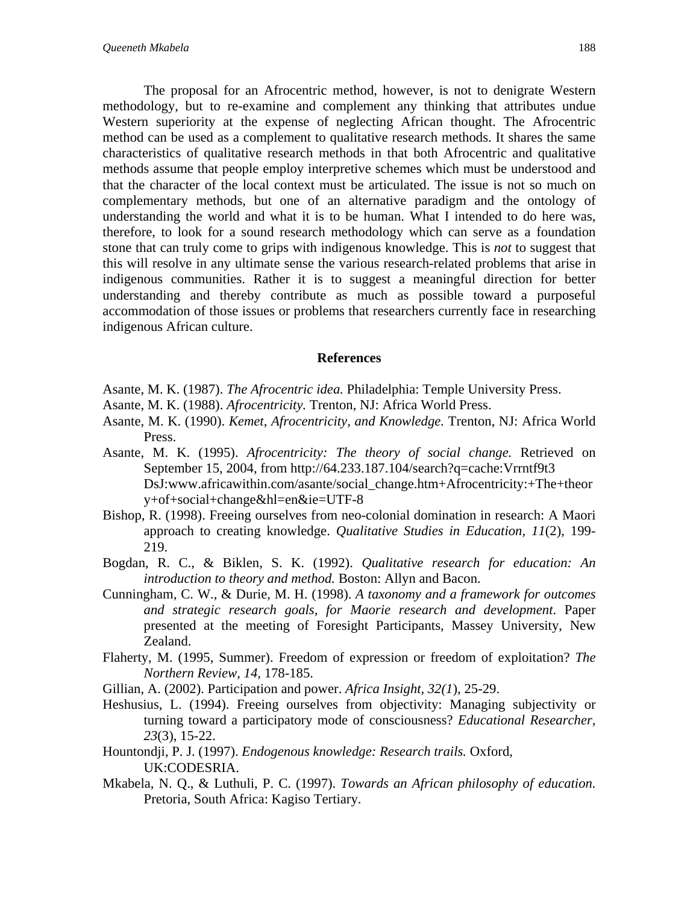The proposal for an Afrocentric method, however, is not to denigrate Western methodology, but to re-examine and complement any thinking that attributes undue Western superiority at the expense of neglecting African thought. The Afrocentric method can be used as a complement to qualitative research methods. It shares the same characteristics of qualitative research methods in that both Afrocentric and qualitative methods assume that people employ interpretive schemes which must be understood and that the character of the local context must be articulated. The issue is not so much on complementary methods, but one of an alternative paradigm and the ontology of understanding the world and what it is to be human. What I intended to do here was, therefore, to look for a sound research methodology which can serve as a foundation stone that can truly come to grips with indigenous knowledge. This is *not* to suggest that this will resolve in any ultimate sense the various research-related problems that arise in indigenous communities. Rather it is to suggest a meaningful direction for better understanding and thereby contribute as much as possible toward a purposeful accommodation of those issues or problems that researchers currently face in researching indigenous African culture.

## References

Asante, M. K. (1987). *The Afrocentric idea.* Philadelphia: Temple University Press.

Asante, M. K. (1988). *Afrocentricity.* Trenton, NJ: Africa World Press.

Asante, M. K. (1990). *Kemet, Afrocentricity, and Knowledge.* Trenton, NJ: Africa World Press.

Asante, M. K. (1995). *Afrocentricity: The theory of social change.* Retrieved on September 15, 2004, from http://64.233.187.104/search?q=cache:Vrrntf9t3 DsJ:www.africawithin.com/asante/social_change.htm+Afrocentricity:+The+theory+of+social+change&hl=en&ie=UTF-8

Bishop, R. (1998). Freeing ourselves from neo-colonial domination in research: A Maori approach to creating knowledge. *Qualitative Studies in Education, 11*(2), 199-219.

Bogdan, R. C., & Biklen, S. K. (1992). *Qualitative research for education: An introduction to theory and method.* Boston: Allyn and Bacon.

Cunningham, C. W., & Durie, M. H. (1998). *A taxonomy and a framework for outcomes and strategic research goals, for Maorie research and development.* Paper presented at the meeting of Foresight Participants, Massey University, New Zealand.

Flaherty, M. (1995, Summer). Freedom of expression or freedom of exploitation? *The Northern Review, 14*, 178-185.

Gillian, A. (2002). Participation and power. *Africa Insight, 32(1*), 25-29.

Heshusius, L. (1994). Freeing ourselves from objectivity: Managing subjectivity or turning toward a participatory mode of consciousness? *Educational Researcher, 23*(3), 15-22.

Hountondji, P. J. (1997). *Endogenous knowledge: Research trails.* Oxford, UK:CODESRIA.

Mkabela, N. Q., & Luthuli, P. C. (1997). *Towards an African philosophy of education.* Pretoria, South Africa: Kagiso Tertiary.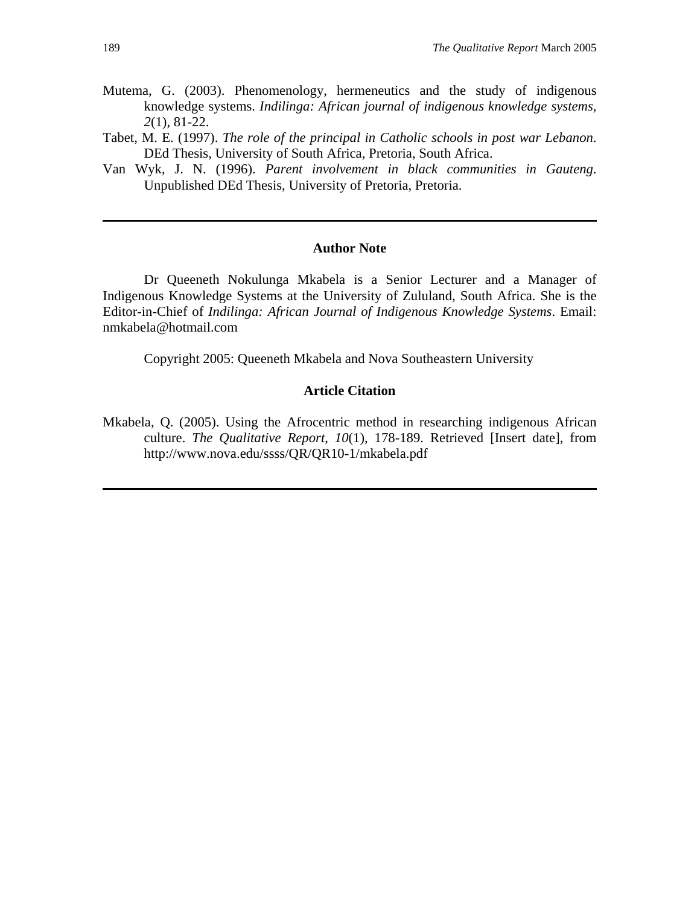Mutema, G. (2003). Phenomenology, hermeneutics and the study of indigenous knowledge systems. *Indilinga: African journal of indigenous knowledge systems, 2*(1), 81-22.

Tabet, M. E. (1997). *The role of the principal in Catholic schools in post war Lebanon*. DEd Thesis, University of South Africa, Pretoria, South Africa.

Van Wyk, J. N. (1996). *Parent involvement in black communities in Gauteng*. Unpublished DEd Thesis, University of Pretoria, Pretoria.

---

## Author Note

Dr Queeneth Nokulunga Mkabela is a Senior Lecturer and a Manager of Indigenous Knowledge Systems at the University of Zululand, South Africa. She is the Editor-in-Chief of *Indilinga: African Journal of Indigenous Knowledge Systems*. Email: nmkabela@hotmail.com

Copyright 2005: Queeneth Mkabela and Nova Southeastern University

## Article Citation

Mkabela, Q. (2005). Using the Afrocentric method in researching indigenous African culture. *The Qualitative Report*, *10*(1), 178-189. Retrieved [Insert date], from http://www.nova.edu/ssss/QR/QR10-1/mkabela.pdf

---